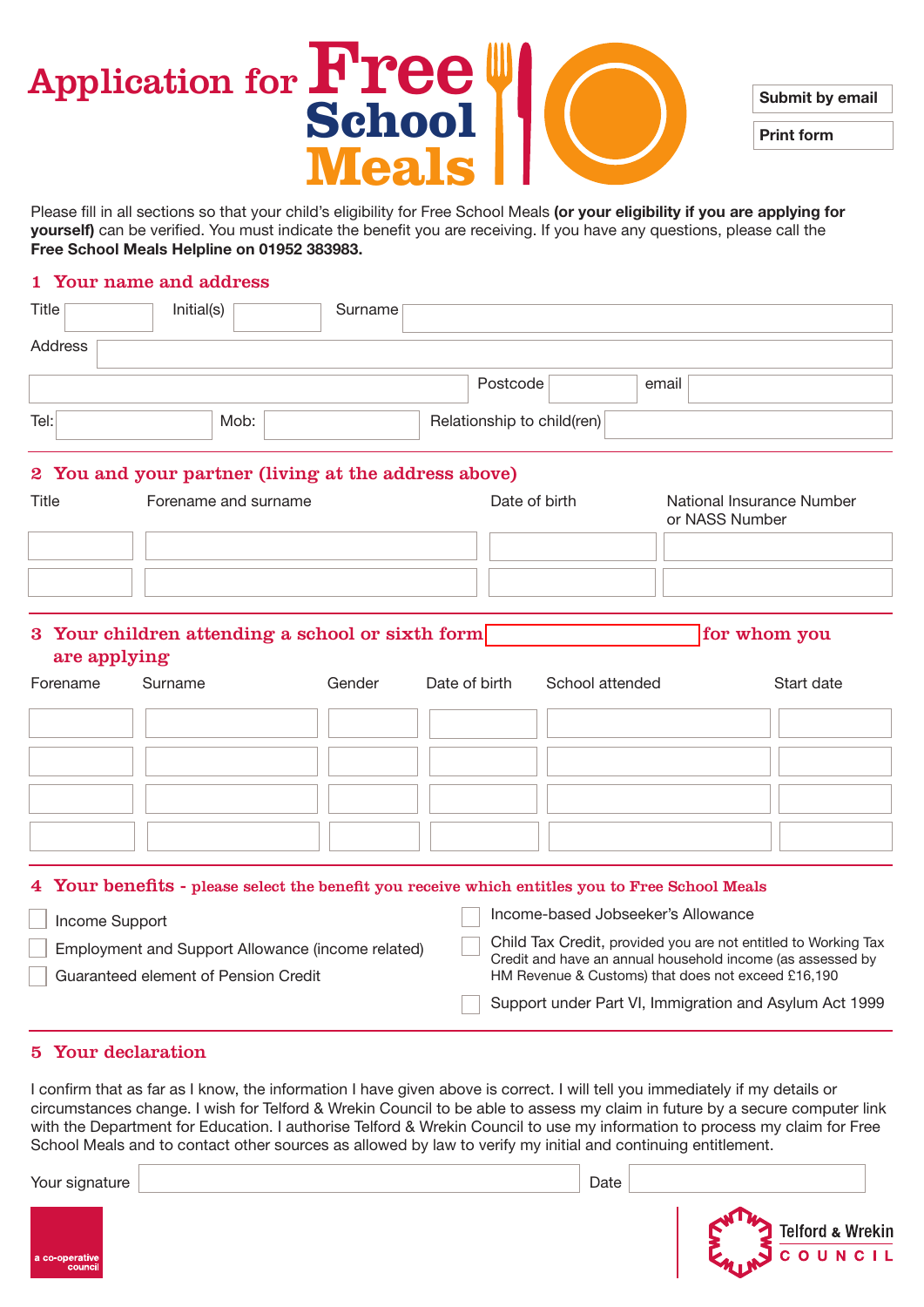# Application for Free School Meals

Submit by email

Print form

Please fill in all sections so that your child's eligibility for Free School Meals **(or your eligibility if you are applying for yourself)** can be verified. You must indicate the benefit you are receiving. If you have any questions, please call the **Free School Meals Helpline on 01952 383983.**

## 1 Your name and address

Title ______ Initial(s) ______ Surname ______

Address ______

Postcode ______ email ______

Tel: ______ Mob: ______ Relationship to child(ren) ______

## 2 You and your partner (living at the address above)

| Title | Forename and surname | Date of birth | National Insurance Number or NASS Number |
|---|---|---|---|
| | | | |
| | | | |

## 3 Your children attending a school or sixth form ______ for whom you are applying

| Forename | Surname | Gender | Date of birth | School attended | Start date |
|---|---|---|---|---|---|
| | | | | | |
| | | | | | |
| | | | | | |
| | | | | | |

## 4 Your benefits - please select the benefit you receive which entitles you to Free School Meals

- ☐ Income Support
- ☐ Employment and Support Allowance (income related)
- ☐ Guaranteed element of Pension Credit
- ☐ Income-based Jobseeker's Allowance
- ☐ Child Tax Credit, provided you are not entitled to Working Tax Credit and have an annual household income (as assessed by HM Revenue & Customs) that does not exceed £16,190
- ☐ Support under Part VI, Immigration and Asylum Act 1999

## 5 Your declaration

I confirm that as far as I know, the information I have given above is correct. I will tell you immediately if my details or circumstances change. I wish for Telford & Wrekin Council to be able to assess my claim in future by a secure computer link with the Department for Education. I authorise Telford & Wrekin Council to use my information to process my claim for Free School Meals and to contact other sources as allowed by law to verify my initial and continuing entitlement.

Your signature ______ Date ______

a co-operative council

Telford & Wrekin COUNCIL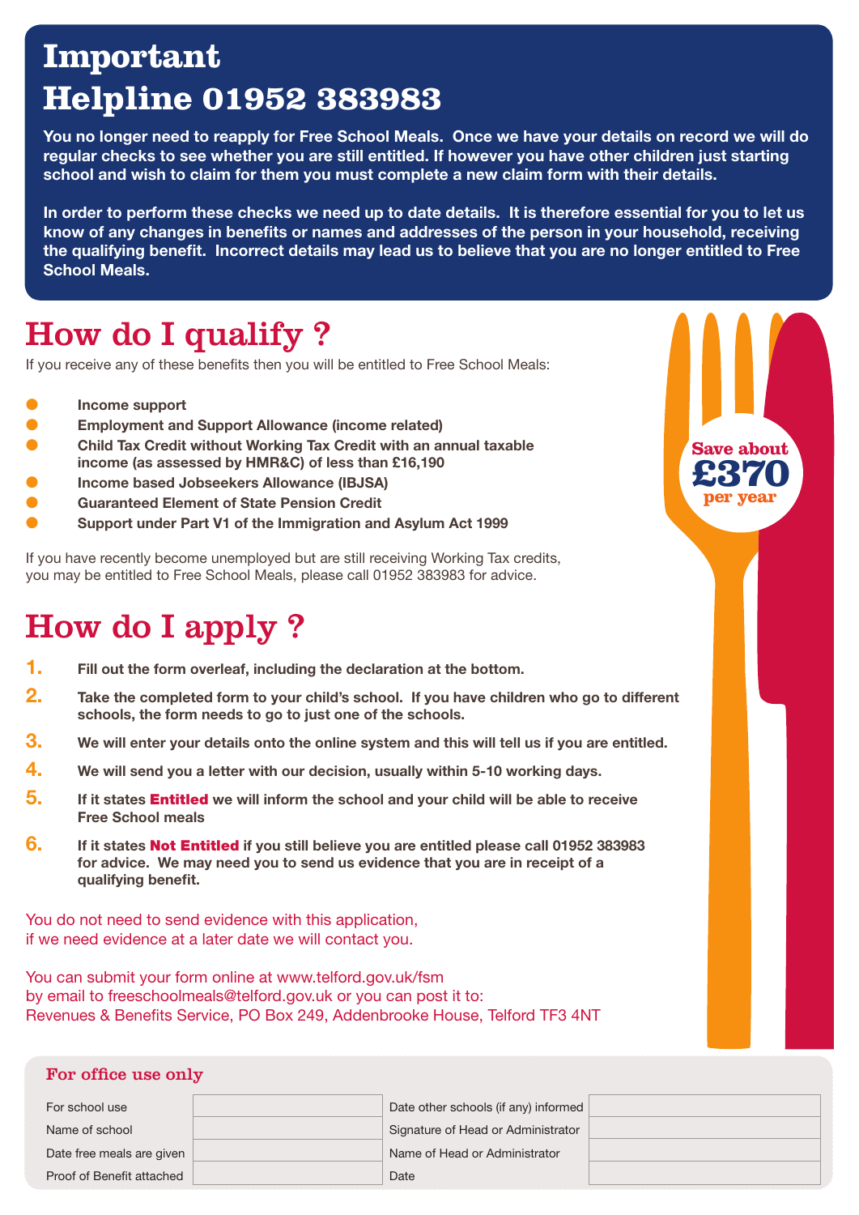# Important
# Helpline 01952 383983

**You no longer need to reapply for Free School Meals. Once we have your details on record we will do regular checks to see whether you are still entitled. If however you have other children just starting school and wish to claim for them you must complete a new claim form with their details.**

**In order to perform these checks we need up to date details. It is therefore essential for you to let us know of any changes in benefits or names and addresses of the person in your household, receiving the qualifying benefit. Incorrect details may lead us to believe that you are no longer entitled to Free School Meals.**

## How do I qualify ?

If you receive any of these benefits then you will be entitled to Free School Meals:

- **Income support**
- **Employment and Support Allowance (income related)**
- **Child Tax Credit without Working Tax Credit with an annual taxable income (as assessed by HMR&C) of less than £16,190**
- **Income based Jobseekers Allowance (IBJSA)**
- **Guaranteed Element of State Pension Credit**
- **Support under Part V1 of the Immigration and Asylum Act 1999**

If you have recently become unemployed but are still receiving Working Tax credits, you may be entitled to Free School Meals, please call 01952 383983 for advice.

**Save about £370 per year**

## How do I apply ?

1. **Fill out the form overleaf, including the declaration at the bottom.**
2. **Take the completed form to your child's school. If you have children who go to different schools, the form needs to go to just one of the schools.**
3. **We will enter your details onto the online system and this will tell us if you are entitled.**
4. **We will send you a letter with our decision, usually within 5-10 working days.**
5. **If it states Entitled we will inform the school and your child will be able to receive Free School meals**
6. **If it states Not Entitled if you still believe you are entitled please call 01952 383983 for advice. We may need you to send us evidence that you are in receipt of a qualifying benefit.**

You do not need to send evidence with this application, if we need evidence at a later date we will contact you.

You can submit your form online at www.telford.gov.uk/fsm by email to freeschoolmeals@telford.gov.uk or you can post it to: Revenues & Benefits Service, PO Box 249, Addenbrooke House, Telford TF3 4NT

### For office use only

| | | | |
|---|---|---|---|
| For school use | | Date other schools (if any) informed | |
| Name of school | | Signature of Head or Administrator | |
| Date free meals are given | | Name of Head or Administrator | |
| Proof of Benefit attached | | Date | |